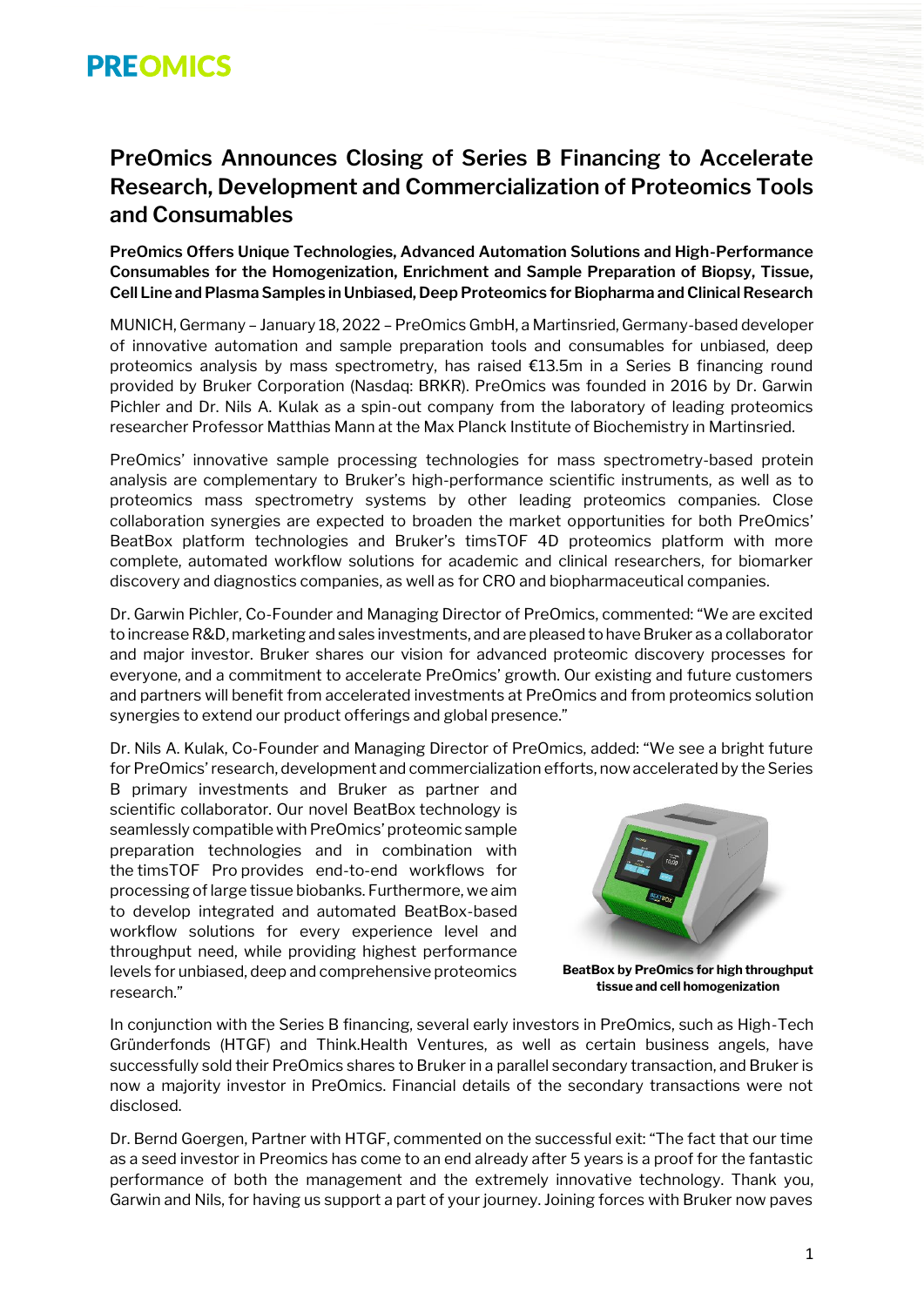PREOMICS

# PreOmics Announces Closing of Series B Financing to Accelerate Research, Development and Commercialization of Proteomics Tools and Consumables

**PreOmics Offers Unique Technologies, Advanced Automation Solutions and High-Performance Consumables for the Homogenization, Enrichment and Sample Preparation of Biopsy, Tissue, Cell Line and Plasma Samples in Unbiased, Deep Proteomics for Biopharma and Clinical Research**

MUNICH, Germany – January 18, 2022 – PreOmics GmbH, a Martinsried, Germany-based developer of innovative automation and sample preparation tools and consumables for unbiased, deep proteomics analysis by mass spectrometry, has raised €13.5m in a Series B financing round provided by Bruker Corporation (Nasdaq: BRKR). PreOmics was founded in 2016 by Dr. Garwin Pichler and Dr. Nils A. Kulak as a spin-out company from the laboratory of leading proteomics researcher Professor Matthias Mann at the Max Planck Institute of Biochemistry in Martinsried.

PreOmics' innovative sample processing technologies for mass spectrometry-based protein analysis are complementary to Bruker's high-performance scientific instruments, as well as to proteomics mass spectrometry systems by other leading proteomics companies. Close collaboration synergies are expected to broaden the market opportunities for both PreOmics' BeatBox platform technologies and Bruker's timsTOF 4D proteomics platform with more complete, automated workflow solutions for academic and clinical researchers, for biomarker discovery and diagnostics companies, as well as for CRO and biopharmaceutical companies.

Dr. Garwin Pichler, Co-Founder and Managing Director of PreOmics, commented: "We are excited to increase R&D, marketing and sales investments, and are pleased to have Bruker as a collaborator and major investor. Bruker shares our vision for advanced proteomic discovery processes for everyone, and a commitment to accelerate PreOmics' growth. Our existing and future customers and partners will benefit from accelerated investments at PreOmics and from proteomics solution synergies to extend our product offerings and global presence."

Dr. Nils A. Kulak, Co-Founder and Managing Director of PreOmics, added: "We see a bright future for PreOmics' research, development and commercialization efforts, now accelerated by the Series B primary investments and Bruker as partner and scientific collaborator. Our novel BeatBox technology is seamlessly compatible with PreOmics' proteomic sample preparation technologies and in combination with the timsTOF Pro provides end-to-end workflows for processing of large tissue biobanks. Furthermore, we aim to develop integrated and automated BeatBox-based workflow solutions for every experience level and throughput need, while providing highest performance levels for unbiased, deep and comprehensive proteomics research."

**BeatBox by PreOmics for high throughput tissue and cell homogenization**

In conjunction with the Series B financing, several early investors in PreOmics, such as High-Tech Gründerfonds (HTGF) and Think.Health Ventures, as well as certain business angels, have successfully sold their PreOmics shares to Bruker in a parallel secondary transaction, and Bruker is now a majority investor in PreOmics. Financial details of the secondary transactions were not disclosed.

Dr. Bernd Goergen, Partner with HTGF, commented on the successful exit: "The fact that our time as a seed investor in Preomics has come to an end already after 5 years is a proof for the fantastic performance of both the management and the extremely innovative technology. Thank you, Garwin and Nils, for having us support a part of your journey. Joining forces with Bruker now paves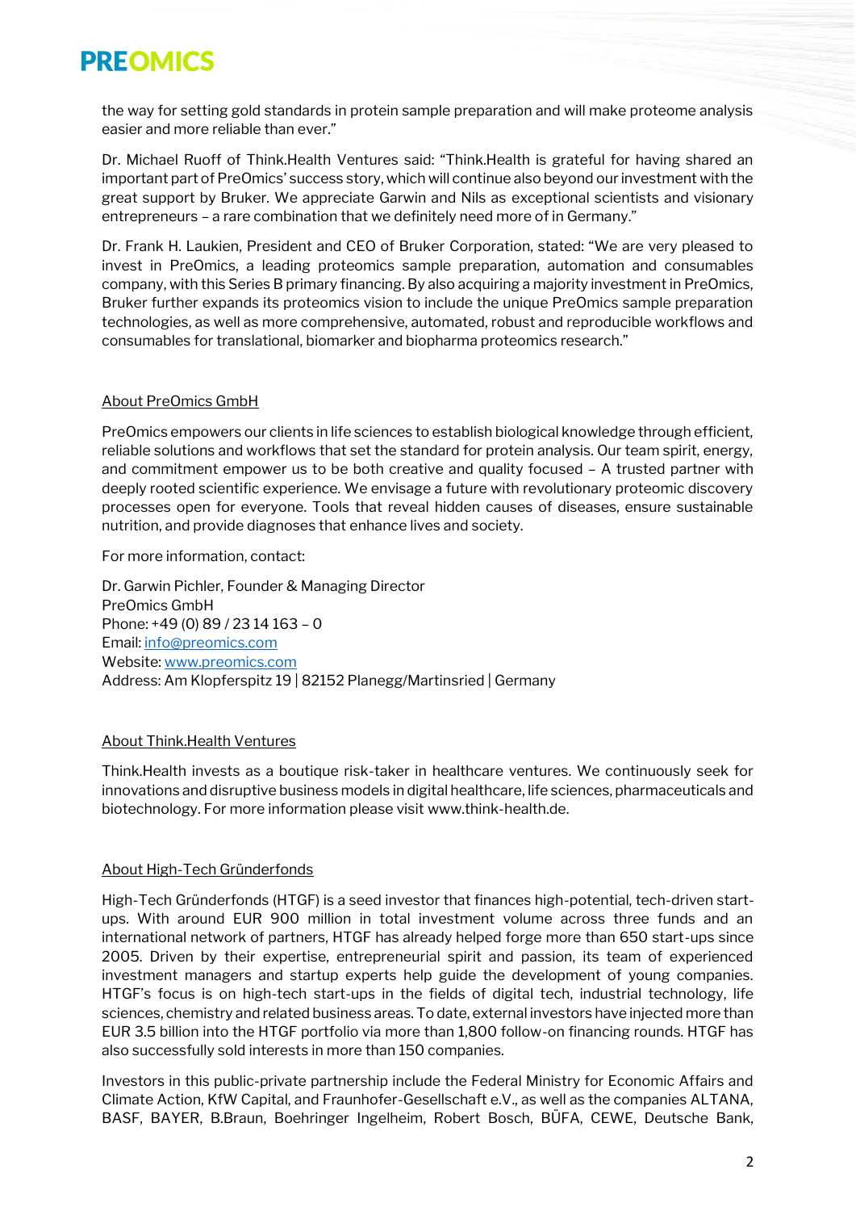the way for setting gold standards in protein sample preparation and will make proteome analysis easier and more reliable than ever."

Dr. Michael Ruoff of Think.Health Ventures said: "Think.Health is grateful for having shared an important part of PreOmics' success story, which will continue also beyond our investment with the great support by Bruker. We appreciate Garwin and Nils as exceptional scientists and visionary entrepreneurs – a rare combination that we definitely need more of in Germany."

Dr. Frank H. Laukien, President and CEO of Bruker Corporation, stated: "We are very pleased to invest in PreOmics, a leading proteomics sample preparation, automation and consumables company, with this Series B primary financing. By also acquiring a majority investment in PreOmics, Bruker further expands its proteomics vision to include the unique PreOmics sample preparation technologies, as well as more comprehensive, automated, robust and reproducible workflows and consumables for translational, biomarker and biopharma proteomics research."

## About PreOmics GmbH

PreOmics empowers our clients in life sciences to establish biological knowledge through efficient, reliable solutions and workflows that set the standard for protein analysis. Our team spirit, energy, and commitment empower us to be both creative and quality focused – A trusted partner with deeply rooted scientific experience. We envisage a future with revolutionary proteomic discovery processes open for everyone. Tools that reveal hidden causes of diseases, ensure sustainable nutrition, and provide diagnoses that enhance lives and society.

For more information, contact:

Dr. Garwin Pichler, Founder & Managing Director
PreOmics GmbH
Phone: +49 (0) 89 / 23 14 163 – 0
Email: info@preomics.com
Website: www.preomics.com
Address: Am Klopferspitz 19 | 82152 Planegg/Martinsried | Germany

## About Think.Health Ventures

Think.Health invests as a boutique risk-taker in healthcare ventures. We continuously seek for innovations and disruptive business models in digital healthcare, life sciences, pharmaceuticals and biotechnology. For more information please visit www.think-health.de.

## About High-Tech Gründerfonds

High-Tech Gründerfonds (HTGF) is a seed investor that finances high-potential, tech-driven start-ups. With around EUR 900 million in total investment volume across three funds and an international network of partners, HTGF has already helped forge more than 650 start-ups since 2005. Driven by their expertise, entrepreneurial spirit and passion, its team of experienced investment managers and startup experts help guide the development of young companies. HTGF's focus is on high-tech start-ups in the fields of digital tech, industrial technology, life sciences, chemistry and related business areas. To date, external investors have injected more than EUR 3.5 billion into the HTGF portfolio via more than 1,800 follow-on financing rounds. HTGF has also successfully sold interests in more than 150 companies.

Investors in this public-private partnership include the Federal Ministry for Economic Affairs and Climate Action, KfW Capital, and Fraunhofer-Gesellschaft e.V., as well as the companies ALTANA, BASF, BAYER, B.Braun, Boehringer Ingelheim, Robert Bosch, BÜFA, CEWE, Deutsche Bank,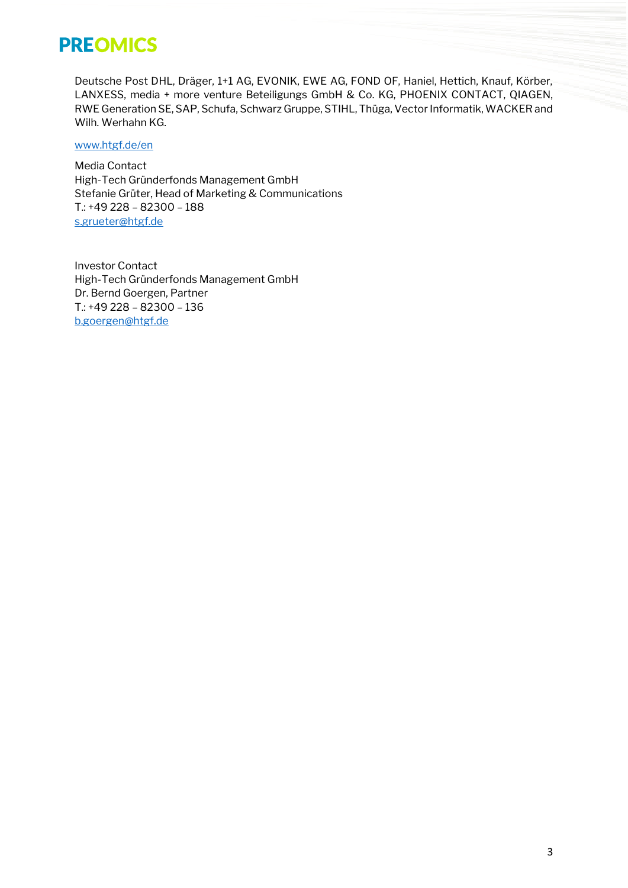Deutsche Post DHL, Dräger, 1+1 AG, EVONIK, EWE AG, FOND OF, Haniel, Hettich, Knauf, Körber, LANXESS, media + more venture Beteiligungs GmbH & Co. KG, PHOENIX CONTACT, QIAGEN, RWE Generation SE, SAP, Schufa, Schwarz Gruppe, STIHL, Thüga, Vector Informatik, WACKER and Wilh. Werhahn KG.

www.htgf.de/en

Media Contact
High-Tech Gründerfonds Management GmbH
Stefanie Grüter, Head of Marketing & Communications
T.: +49 228 – 82300 – 188
s.grueter@htgf.de

Investor Contact
High-Tech Gründerfonds Management GmbH
Dr. Bernd Goergen, Partner
T.: +49 228 – 82300 – 136
b.goergen@htgf.de